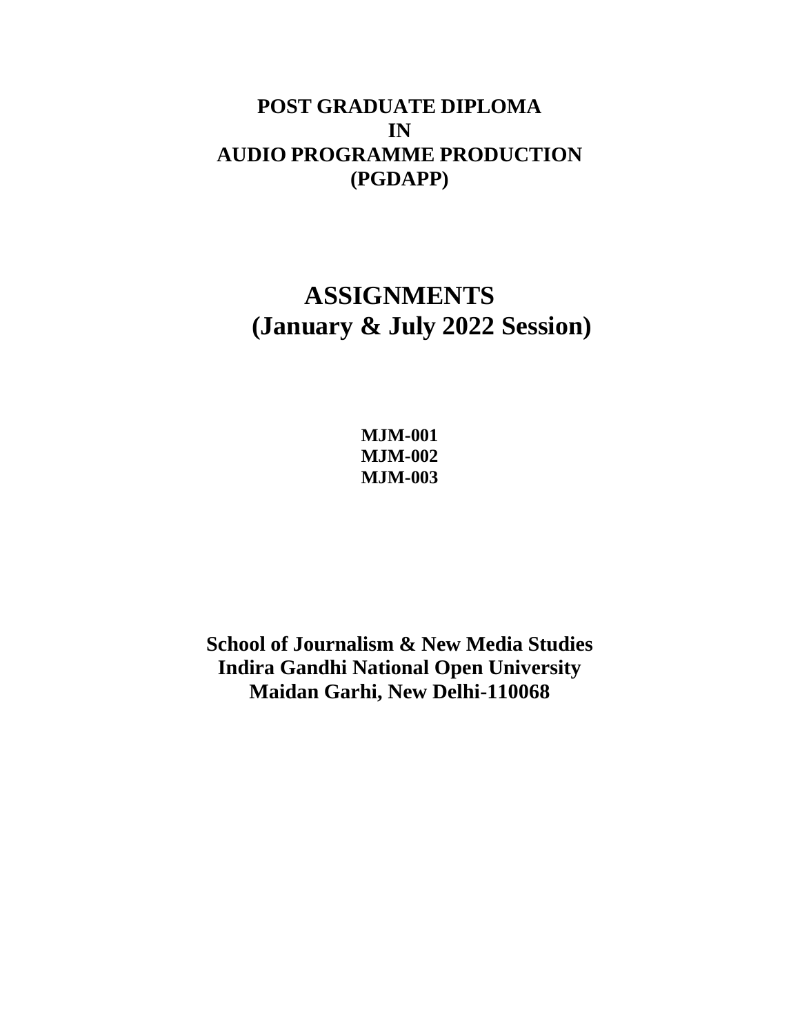# POST GRADUATE DIPLOMA
# IN
# AUDIO PROGRAMME PRODUCTION
# (PGDAPP)

## ASSIGNMENTS
## (January & July 2022 Session)

**MJM-001**
**MJM-002**
**MJM-003**

**School of Journalism & New Media Studies**
**Indira Gandhi National Open University**
**Maidan Garhi, New Delhi-110068**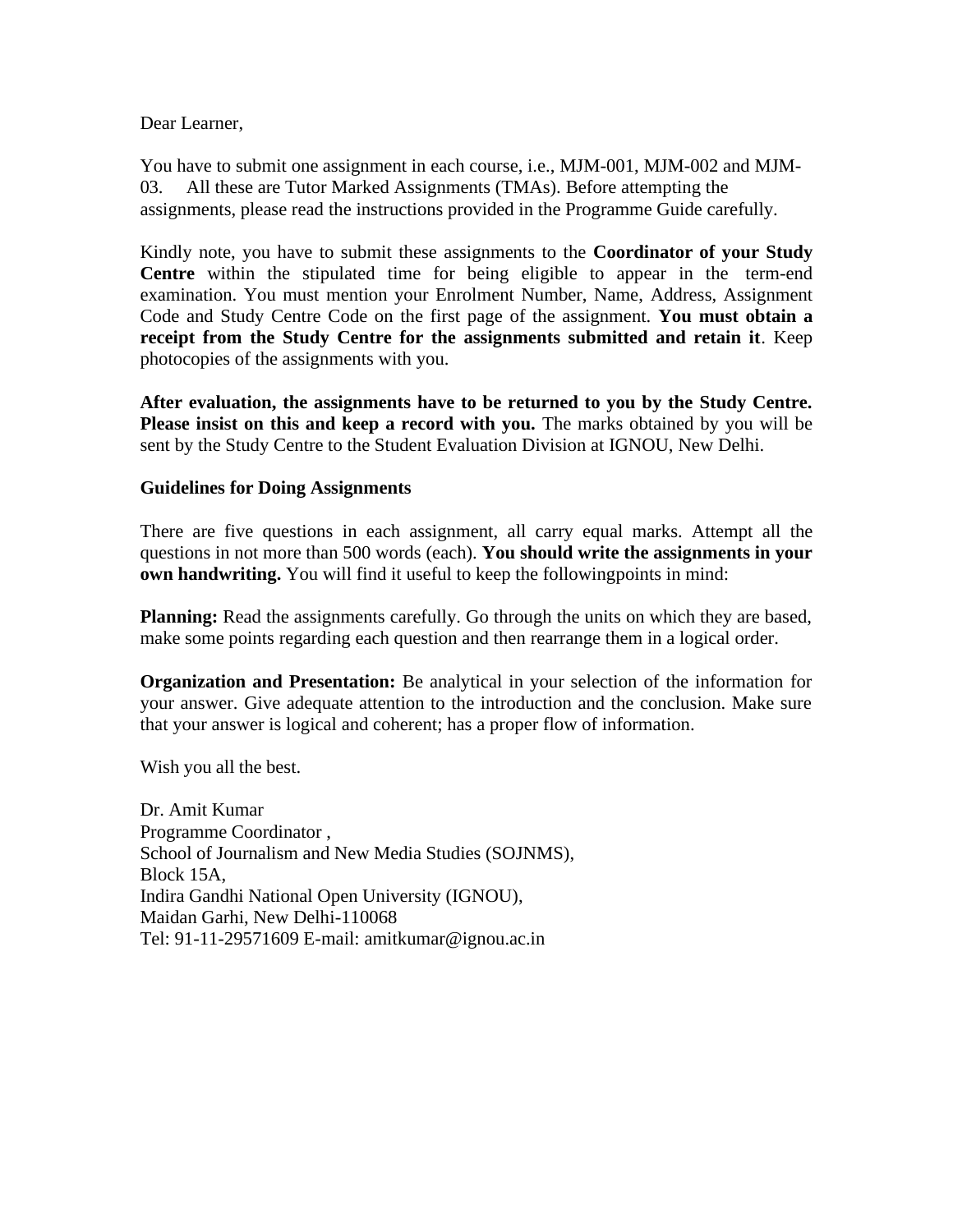Dear Learner,

You have to submit one assignment in each course, i.e., MJM-001, MJM-002 and MJM-03. All these are Tutor Marked Assignments (TMAs). Before attempting the assignments, please read the instructions provided in the Programme Guide carefully.

Kindly note, you have to submit these assignments to the **Coordinator of your Study Centre** within the stipulated time for being eligible to appear in the term-end examination. You must mention your Enrolment Number, Name, Address, Assignment Code and Study Centre Code on the first page of the assignment. **You must obtain a receipt from the Study Centre for the assignments submitted and retain it**. Keep photocopies of the assignments with you.

**After evaluation, the assignments have to be returned to you by the Study Centre. Please insist on this and keep a record with you.** The marks obtained by you will be sent by the Study Centre to the Student Evaluation Division at IGNOU, New Delhi.

**Guidelines for Doing Assignments**

There are five questions in each assignment, all carry equal marks. Attempt all the questions in not more than 500 words (each). **You should write the assignments in your own handwriting.** You will find it useful to keep the followingpoints in mind:

**Planning:** Read the assignments carefully. Go through the units on which they are based, make some points regarding each question and then rearrange them in a logical order.

**Organization and Presentation:** Be analytical in your selection of the information for your answer. Give adequate attention to the introduction and the conclusion. Make sure that your answer is logical and coherent; has a proper flow of information.

Wish you all the best.

Dr. Amit Kumar
Programme Coordinator ,
School of Journalism and New Media Studies (SOJNMS),
Block 15A,
Indira Gandhi National Open University (IGNOU),
Maidan Garhi, New Delhi-110068
Tel: 91-11-29571609 E-mail: amitkumar@ignou.ac.in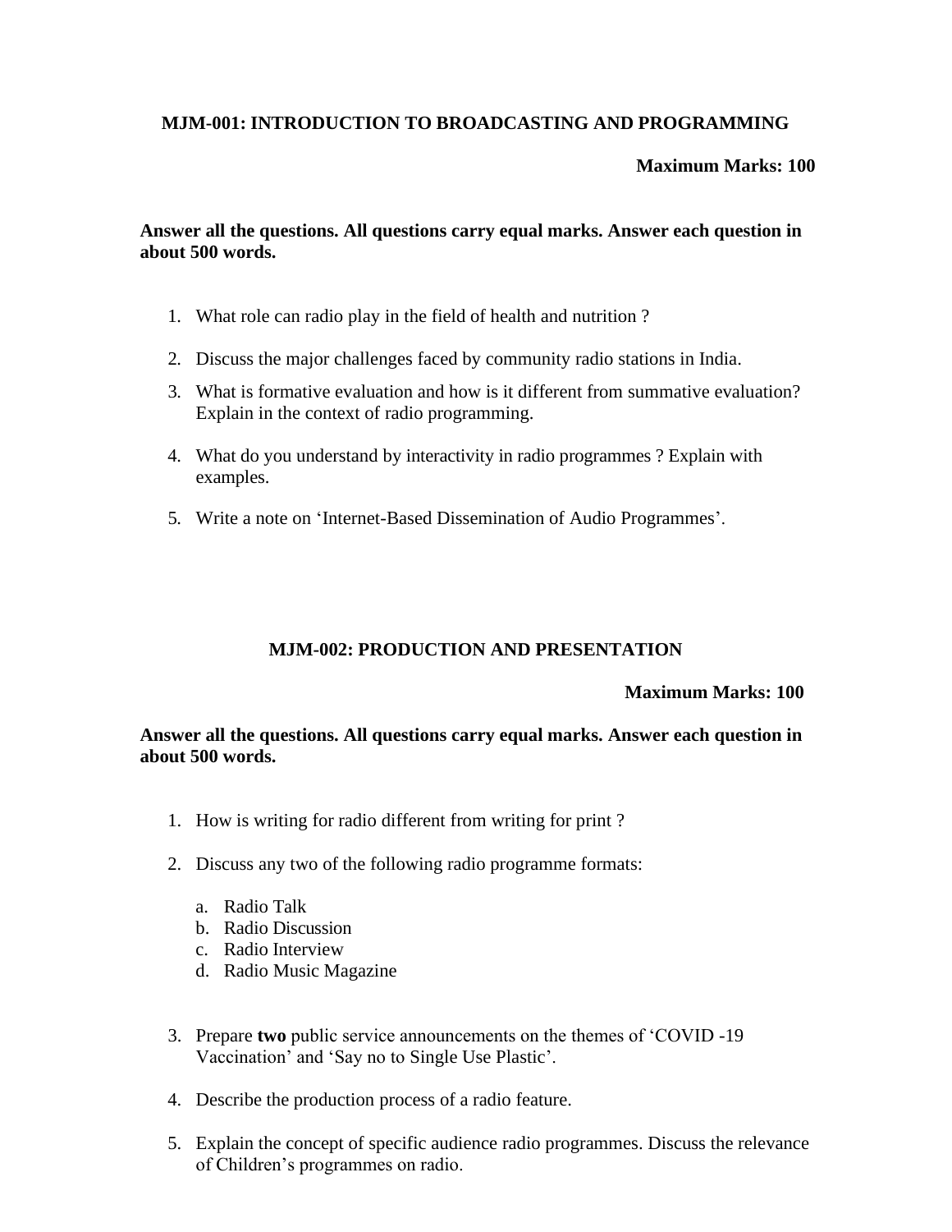## MJM-001: INTRODUCTION TO BROADCASTING AND PROGRAMMING

**Maximum Marks: 100**

**Answer all the questions. All questions carry equal marks. Answer each question in about 500 words.**

1. What role can radio play in the field of health and nutrition ?
2. Discuss the major challenges faced by community radio stations in India.
3. What is formative evaluation and how is it different from summative evaluation? Explain in the context of radio programming.
4. What do you understand by interactivity in radio programmes ? Explain with examples.
5. Write a note on 'Internet-Based Dissemination of Audio Programmes'.

## MJM-002: PRODUCTION AND PRESENTATION

**Maximum Marks: 100**

**Answer all the questions. All questions carry equal marks. Answer each question in about 500 words.**

1. How is writing for radio different from writing for print ?
2. Discuss any two of the following radio programme formats:
   a. Radio Talk
   b. Radio Discussion
   c. Radio Interview
   d. Radio Music Magazine
3. Prepare **two** public service announcements on the themes of 'COVID -19 Vaccination' and 'Say no to Single Use Plastic'.
4. Describe the production process of a radio feature.
5. Explain the concept of specific audience radio programmes. Discuss the relevance of Children's programmes on radio.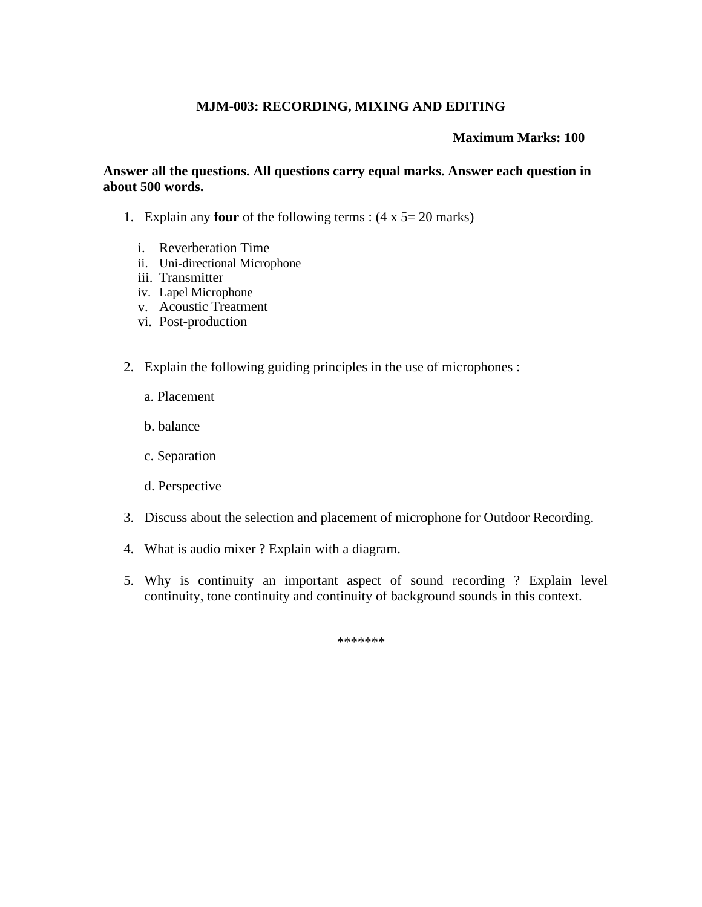**MJM-003: RECORDING, MIXING AND EDITING**

**Maximum Marks: 100**

**Answer all the questions. All questions carry equal marks. Answer each question in about 500 words.**

1. Explain any **four** of the following terms : (4 x 5= 20 marks)

   i. Reverberation Time
   ii. Uni-directional Microphone
   iii. Transmitter
   iv. Lapel Microphone
   v. Acoustic Treatment
   vi. Post-production

2. Explain the following guiding principles in the use of microphones :

   a. Placement

   b. balance

   c. Separation

   d. Perspective

3. Discuss about the selection and placement of microphone for Outdoor Recording.

4. What is audio mixer ? Explain with a diagram.

5. Why is continuity an important aspect of sound recording ? Explain level continuity, tone continuity and continuity of background sounds in this context.

*******